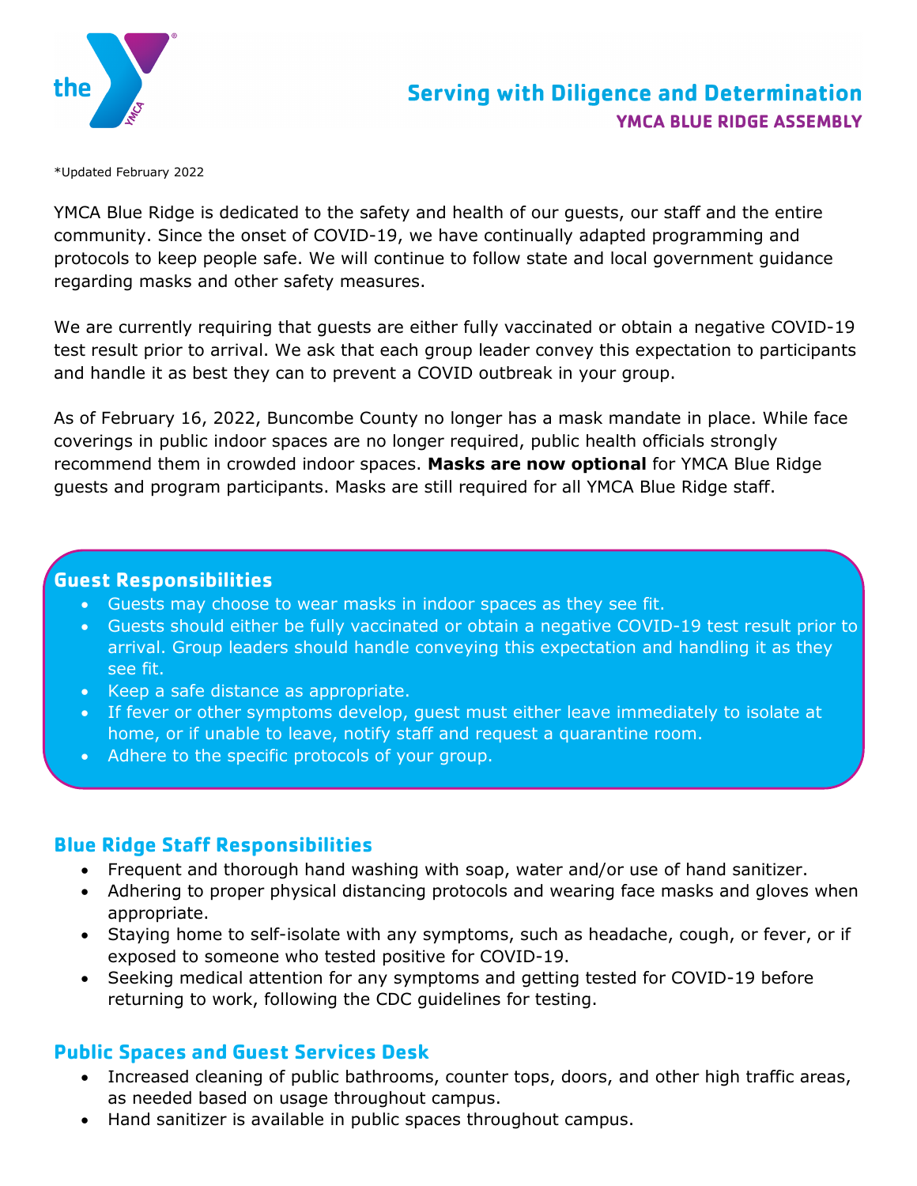# Serving with Diligence and Determination

## YMCA BLUE RIDGE ASSEMBLY

*Updated February 2022

YMCA Blue Ridge is dedicated to the safety and health of our guests, our staff and the entire community. Since the onset of COVID-19, we have continually adapted programming and protocols to keep people safe. We will continue to follow state and local government guidance regarding masks and other safety measures.

We are currently requiring that guests are either fully vaccinated or obtain a negative COVID-19 test result prior to arrival. We ask that each group leader convey this expectation to participants and handle it as best they can to prevent a COVID outbreak in your group.

As of February 16, 2022, Buncombe County no longer has a mask mandate in place. While face coverings in public indoor spaces are no longer required, public health officials strongly recommend them in crowded indoor spaces. **Masks are now optional** for YMCA Blue Ridge guests and program participants. Masks are still required for all YMCA Blue Ridge staff.

## Guest Responsibilities

- Guests may choose to wear masks in indoor spaces as they see fit.
- Guests should either be fully vaccinated or obtain a negative COVID-19 test result prior to arrival. Group leaders should handle conveying this expectation and handling it as they see fit.
- Keep a safe distance as appropriate.
- If fever or other symptoms develop, guest must either leave immediately to isolate at home, or if unable to leave, notify staff and request a quarantine room.
- Adhere to the specific protocols of your group.

## Blue Ridge Staff Responsibilities

- Frequent and thorough hand washing with soap, water and/or use of hand sanitizer.
- Adhering to proper physical distancing protocols and wearing face masks and gloves when appropriate.
- Staying home to self-isolate with any symptoms, such as headache, cough, or fever, or if exposed to someone who tested positive for COVID-19.
- Seeking medical attention for any symptoms and getting tested for COVID-19 before returning to work, following the CDC guidelines for testing.

## Public Spaces and Guest Services Desk

- Increased cleaning of public bathrooms, counter tops, doors, and other high traffic areas, as needed based on usage throughout campus.
- Hand sanitizer is available in public spaces throughout campus.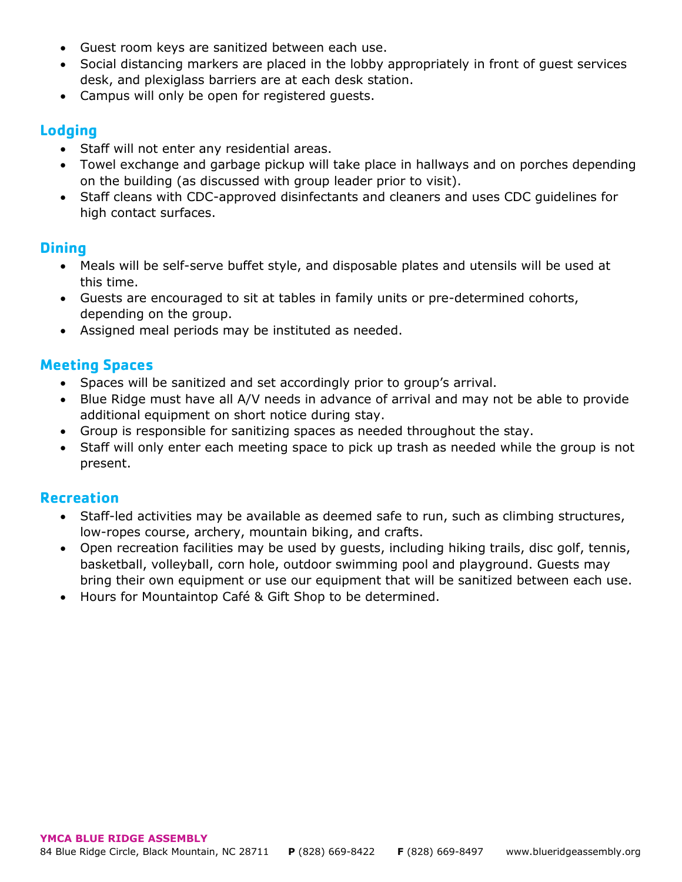- Guest room keys are sanitized between each use.
- Social distancing markers are placed in the lobby appropriately in front of guest services desk, and plexiglass barriers are at each desk station.
- Campus will only be open for registered guests.

## Lodging

- Staff will not enter any residential areas.
- Towel exchange and garbage pickup will take place in hallways and on porches depending on the building (as discussed with group leader prior to visit).
- Staff cleans with CDC-approved disinfectants and cleaners and uses CDC guidelines for high contact surfaces.

## Dining

- Meals will be self-serve buffet style, and disposable plates and utensils will be used at this time.
- Guests are encouraged to sit at tables in family units or pre-determined cohorts, depending on the group.
- Assigned meal periods may be instituted as needed.

## Meeting Spaces

- Spaces will be sanitized and set accordingly prior to group's arrival.
- Blue Ridge must have all A/V needs in advance of arrival and may not be able to provide additional equipment on short notice during stay.
- Group is responsible for sanitizing spaces as needed throughout the stay.
- Staff will only enter each meeting space to pick up trash as needed while the group is not present.

## Recreation

- Staff-led activities may be available as deemed safe to run, such as climbing structures, low-ropes course, archery, mountain biking, and crafts.
- Open recreation facilities may be used by guests, including hiking trails, disc golf, tennis, basketball, volleyball, corn hole, outdoor swimming pool and playground. Guests may bring their own equipment or use our equipment that will be sanitized between each use.
- Hours for Mountaintop Café & Gift Shop to be determined.